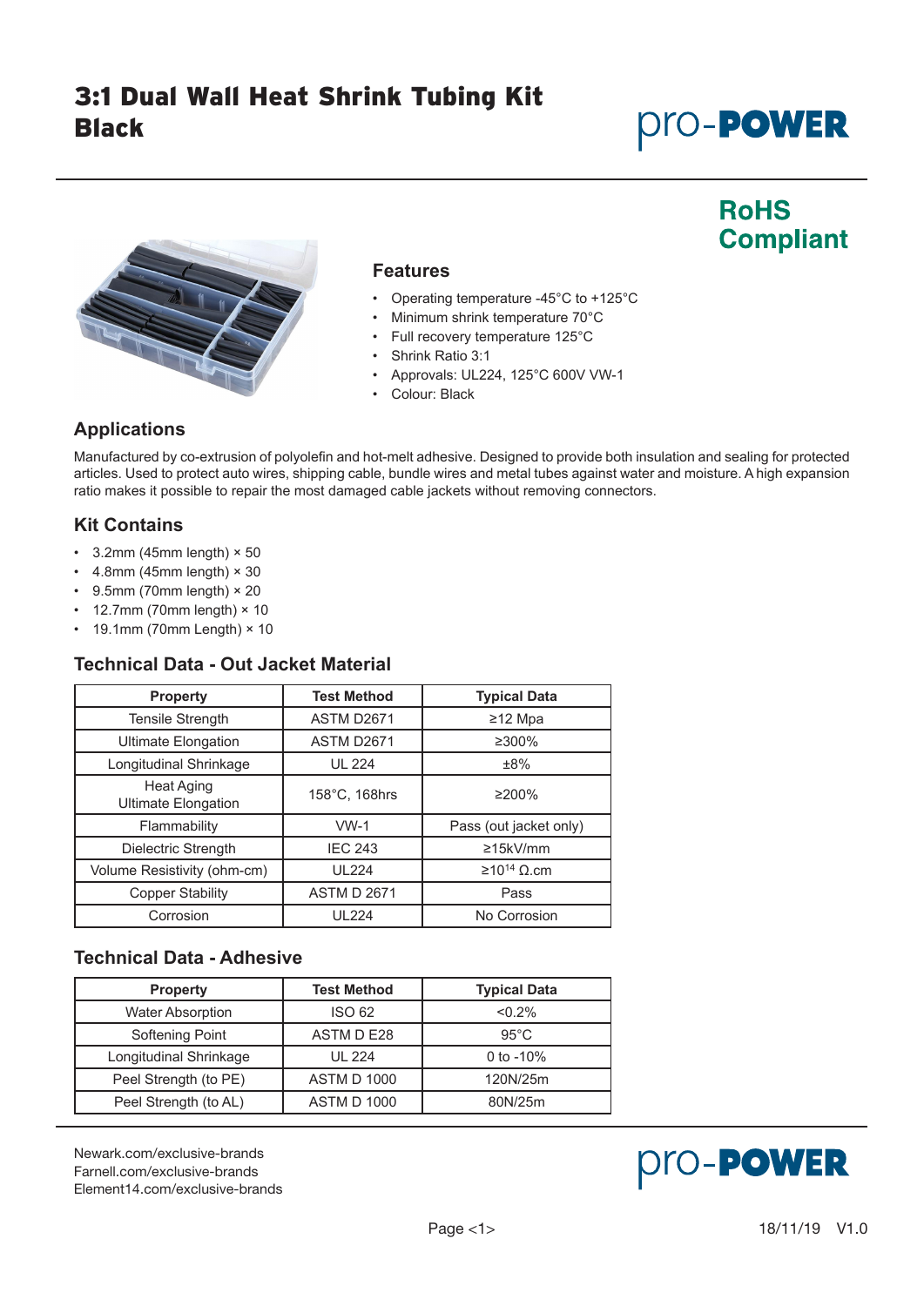# 3:1 Dual Wall Heat Shrink Tubing Kit Black

pro-POWER

RoHS Compliant

## Features

- Operating temperature -45°C to +125°C
- Minimum shrink temperature 70°C
- Full recovery temperature 125°C
- Shrink Ratio 3:1
- Approvals: UL224, 125°C 600V VW-1
- Colour: Black

## Applications

Manufactured by co-extrusion of polyolefin and hot-melt adhesive. Designed to provide both insulation and sealing for protected articles. Used to protect auto wires, shipping cable, bundle wires and metal tubes against water and moisture. A high expansion ratio makes it possible to repair the most damaged cable jackets without removing connectors.

## Kit Contains

- 3.2mm (45mm length) × 50
- 4.8mm (45mm length) × 30
- 9.5mm (70mm length) × 20
- 12.7mm (70mm length) × 10
- 19.1mm (70mm Length) × 10

## Technical Data - Out Jacket Material

| Property | Test Method | Typical Data |
|---|---|---|
| Tensile Strength | ASTM D2671 | ≥12 Mpa |
| Ultimate Elongation | ASTM D2671 | ≥300% |
| Longitudinal Shrinkage | UL 224 | ±8% |
| Heat Aging Ultimate Elongation | 158°C, 168hrs | ≥200% |
| Flammability | VW-1 | Pass (out jacket only) |
| Dielectric Strength | IEC 243 | ≥15kV/mm |
| Volume Resistivity (ohm-cm) | UL224 | ≥$10^{14}$ Ω.cm |
| Copper Stability | ASTM D 2671 | Pass |
| Corrosion | UL224 | No Corrosion |

## Technical Data - Adhesive

| Property | Test Method | Typical Data |
|---|---|---|
| Water Absorption | ISO 62 | <0.2% |
| Softening Point | ASTM D E28 | 95°C |
| Longitudinal Shrinkage | UL 224 | 0 to -10% |
| Peel Strength (to PE) | ASTM D 1000 | 120N/25m |
| Peel Strength (to AL) | ASTM D 1000 | 80N/25m |

Newark.com/exclusive-brands
Farnell.com/exclusive-brands
Element14.com/exclusive-brands

18/11/19 V1.0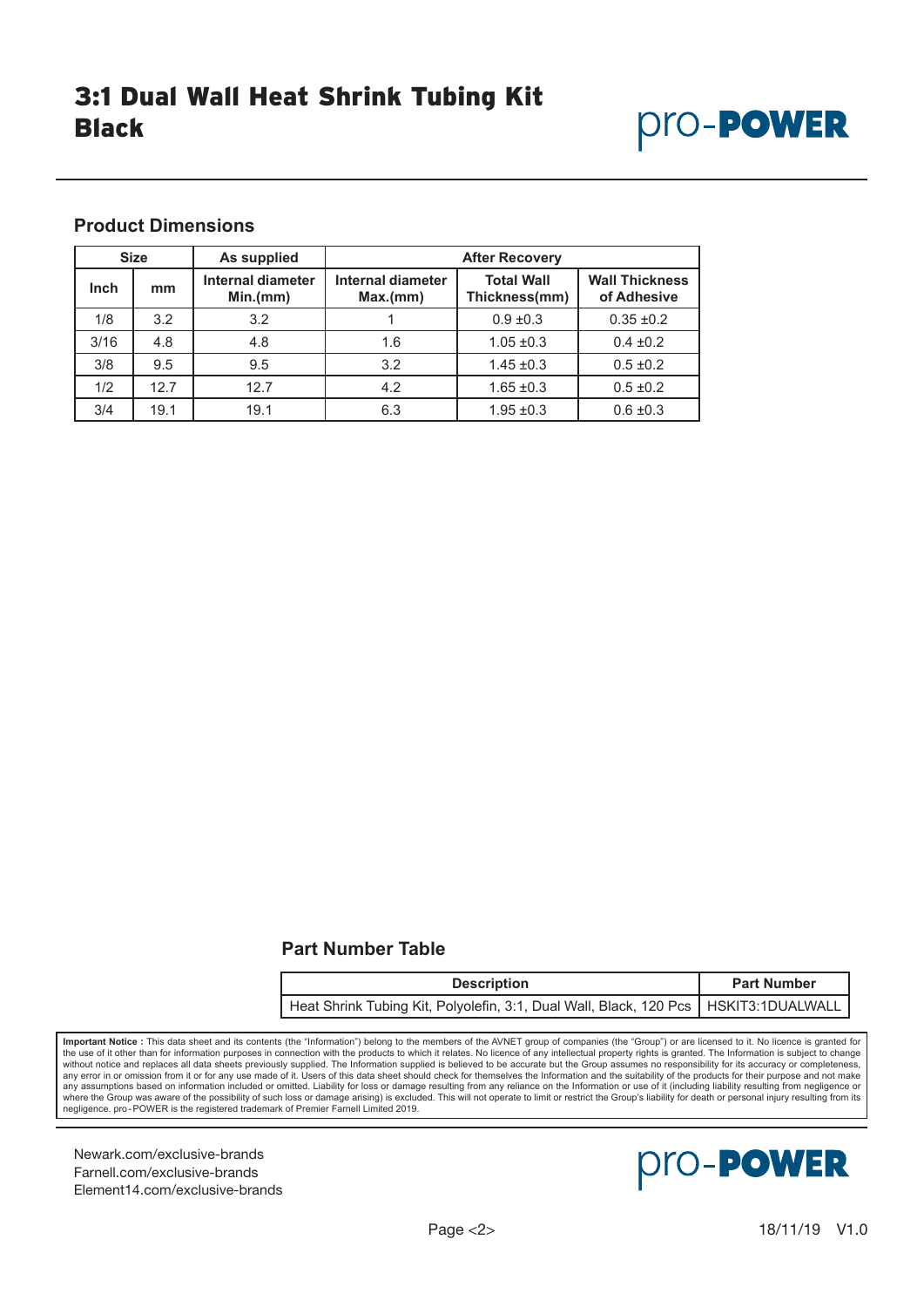# 3:1 Dual Wall Heat Shrink Tubing Kit Black

## Product Dimensions

| Size | | As supplied | After Recovery | | |
|---|---|---|---|---|---|
| Inch | mm | Internal diameter Min.(mm) | Internal diameter Max.(mm) | Total Wall Thickness(mm) | Wall Thickness of Adhesive |
| 1/8 | 3.2 | 3.2 | 1 | 0.9 ±0.3 | 0.35 ±0.2 |
| 3/16 | 4.8 | 4.8 | 1.6 | 1.05 ±0.3 | 0.4 ±0.2 |
| 3/8 | 9.5 | 9.5 | 3.2 | 1.45 ±0.3 | 0.5 ±0.2 |
| 1/2 | 12.7 | 12.7 | 4.2 | 1.65 ±0.3 | 0.5 ±0.2 |
| 3/4 | 19.1 | 19.1 | 6.3 | 1.95 ±0.3 | 0.6 ±0.3 |

## Part Number Table

| Description | Part Number |
|---|---|
| Heat Shrink Tubing Kit, Polyolefin, 3:1, Dual Wall, Black, 120 Pcs | HSKIT3:1DUALWALL |

**Important Notice :** This data sheet and its contents (the "Information") belong to the members of the AVNET group of companies (the "Group") or are licensed to it. No licence is granted for the use of it other than for information purposes in connection with the products to which it relates. No licence of any intellectual property rights is granted. The Information is subject to change without notice and replaces all data sheets previously supplied. The Information supplied is believed to be accurate but the Group assumes no responsibility for its accuracy or completeness, any error in or omission from it or for any use made of it. Users of this data sheet should check for themselves the Information and the suitability of the products for their purpose and not make any assumptions based on information included or omitted. Liability for loss or damage resulting from any reliance on the Information or use of it (including liability resulting from negligence or where the Group was aware of the possibility of such loss or damage arising) is excluded. This will not operate to limit or restrict the Group's liability for death or personal injury resulting from its negligence. pro-POWER is the registered trademark of Premier Farnell Limited 2019.

Newark.com/exclusive-brands
Farnell.com/exclusive-brands
Element14.com/exclusive-brands

18/11/19 V1.0